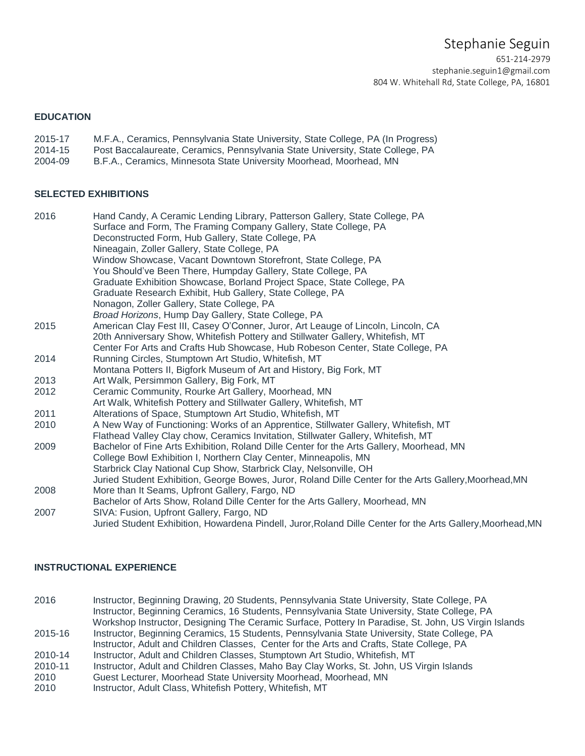# Stephanie Seguin

651-214-2979
stephanie.seguin1@gmail.com
804 W. Whitehall Rd, State College, PA, 16801

## EDUCATION

2015-17 M.F.A., Ceramics, Pennsylvania State University, State College, PA (In Progress)
2014-15 Post Baccalaureate, Ceramics, Pennsylvania State University, State College, PA
2004-09 B.F.A., Ceramics, Minnesota State University Moorhead, Moorhead, MN

## SELECTED EXHIBITIONS

**2016**
- Hand Candy, A Ceramic Lending Library, Patterson Gallery, State College, PA
- Surface and Form, The Framing Company Gallery, State College, PA
- Deconstructed Form, Hub Gallery, State College, PA
- Nineagain, Zoller Gallery, State College, PA
- Window Showcase, Vacant Downtown Storefront, State College, PA
- You Should've Been There, Humpday Gallery, State College, PA
- Graduate Exhibition Showcase, Borland Project Space, State College, PA
- Graduate Research Exhibit, Hub Gallery, State College, PA
- Nonagon, Zoller Gallery, State College, PA
- *Broad Horizons*, Hump Day Gallery, State College, PA

**2015**
- American Clay Fest III, Casey O'Conner, Juror, Art Leauge of Lincoln, Lincoln, CA
- 20th Anniversary Show, Whitefish Pottery and Stillwater Gallery, Whitefish, MT
- Center For Arts and Crafts Hub Showcase, Hub Robeson Center, State College, PA

**2014**
- Running Circles, Stumptown Art Studio, Whitefish, MT
- Montana Potters II, Bigfork Museum of Art and History, Big Fork, MT

**2013**
- Art Walk, Persimmon Gallery, Big Fork, MT

**2012**
- Ceramic Community, Rourke Art Gallery, Moorhead, MN
- Art Walk, Whitefish Pottery and Stillwater Gallery, Whitefish, MT

**2011**
- Alterations of Space, Stumptown Art Studio, Whitefish, MT

**2010**
- A New Way of Functioning: Works of an Apprentice, Stillwater Gallery, Whitefish, MT
- Flathead Valley Clay chow, Ceramics Invitation, Stillwater Gallery, Whitefish, MT

**2009**
- Bachelor of Fine Arts Exhibition, Roland Dille Center for the Arts Gallery, Moorhead, MN
- College Bowl Exhibition I, Northern Clay Center, Minneapolis, MN
- Starbrick Clay National Cup Show, Starbrick Clay, Nelsonville, OH
- Juried Student Exhibition, George Bowes, Juror, Roland Dille Center for the Arts Gallery,Moorhead,MN

**2008**
- More than It Seams, Upfront Gallery, Fargo, ND
- Bachelor of Arts Show, Roland Dille Center for the Arts Gallery, Moorhead, MN

**2007**
- SIVA: Fusion, Upfront Gallery, Fargo, ND
- Juried Student Exhibition, Howardena Pindell, Juror,Roland Dille Center for the Arts Gallery,Moorhead,MN

## INSTRUCTIONAL EXPERIENCE

**2016**
- Instructor, Beginning Drawing, 20 Students, Pennsylvania State University, State College, PA
- Instructor, Beginning Ceramics, 16 Students, Pennsylvania State University, State College, PA
- Workshop Instructor, Designing The Ceramic Surface, Pottery In Paradise, St. John, US Virgin Islands

**2015-16**
- Instructor, Beginning Ceramics, 15 Students, Pennsylvania State University, State College, PA
- Instructor, Adult and Children Classes, Center for the Arts and Crafts, State College, PA

**2010-14**
- Instructor, Adult and Children Classes, Stumptown Art Studio, Whitefish, MT

**2010-11**
- Instructor, Adult and Children Classes, Maho Bay Clay Works, St. John, US Virgin Islands

**2010**
- Guest Lecturer, Moorhead State University Moorhead, Moorhead, MN

**2010**
- Instructor, Adult Class, Whitefish Pottery, Whitefish, MT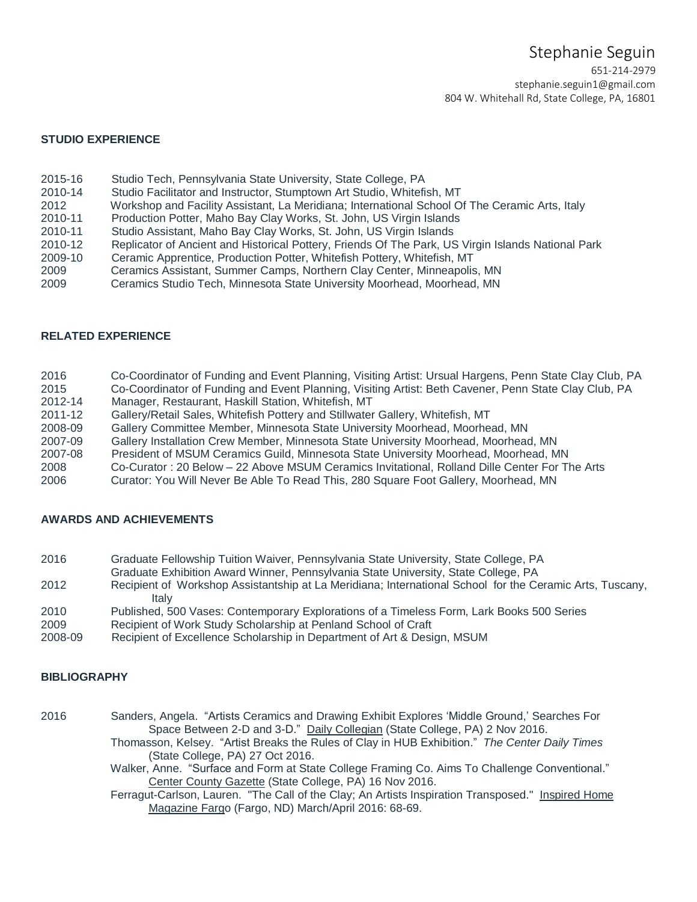# Stephanie Seguin

651-214-2979
stephanie.seguin1@gmail.com
804 W. Whitehall Rd, State College, PA, 16801

## STUDIO EXPERIENCE

2015-16 Studio Tech, Pennsylvania State University, State College, PA
2010-14 Studio Facilitator and Instructor, Stumptown Art Studio, Whitefish, MT
2012 Workshop and Facility Assistant, La Meridiana; International School Of The Ceramic Arts, Italy
2010-11 Production Potter, Maho Bay Clay Works, St. John, US Virgin Islands
2010-11 Studio Assistant, Maho Bay Clay Works, St. John, US Virgin Islands
2010-12 Replicator of Ancient and Historical Pottery, Friends Of The Park, US Virgin Islands National Park
2009-10 Ceramic Apprentice, Production Potter, Whitefish Pottery, Whitefish, MT
2009 Ceramics Assistant, Summer Camps, Northern Clay Center, Minneapolis, MN
2009 Ceramics Studio Tech, Minnesota State University Moorhead, Moorhead, MN

## RELATED EXPERIENCE

2016 Co-Coordinator of Funding and Event Planning, Visiting Artist: Ursual Hargens, Penn State Clay Club, PA
2015 Co-Coordinator of Funding and Event Planning, Visiting Artist: Beth Cavener, Penn State Clay Club, PA
2012-14 Manager, Restaurant, Haskill Station, Whitefish, MT
2011-12 Gallery/Retail Sales, Whitefish Pottery and Stillwater Gallery, Whitefish, MT
2008-09 Gallery Committee Member, Minnesota State University Moorhead, Moorhead, MN
2007-09 Gallery Installation Crew Member, Minnesota State University Moorhead, Moorhead, MN
2007-08 President of MSUM Ceramics Guild, Minnesota State University Moorhead, Moorhead, MN
2008 Co-Curator : 20 Below – 22 Above MSUM Ceramics Invitational, Rolland Dille Center For The Arts
2006 Curator: You Will Never Be Able To Read This, 280 Square Foot Gallery, Moorhead, MN

## AWARDS AND ACHIEVEMENTS

2016 Graduate Fellowship Tuition Waiver, Pennsylvania State University, State College, PA
Graduate Exhibition Award Winner, Pennsylvania State University, State College, PA
2012 Recipient of Workshop Assistantship at La Meridiana; International School for the Ceramic Arts, Tuscany, Italy
2010 Published, 500 Vases: Contemporary Explorations of a Timeless Form, Lark Books 500 Series
2009 Recipient of Work Study Scholarship at Penland School of Craft
2008-09 Recipient of Excellence Scholarship in Department of Art & Design, MSUM

## BIBLIOGRAPHY

2016 Sanders, Angela. "Artists Ceramics and Drawing Exhibit Explores 'Middle Ground,' Searches For Space Between 2-D and 3-D." Daily Collegian (State College, PA) 2 Nov 2016.
Thomasson, Kelsey. "Artist Breaks the Rules of Clay in HUB Exhibition." *The Center Daily Times* (State College, PA) 27 Oct 2016.
Walker, Anne. "Surface and Form at State College Framing Co. Aims To Challenge Conventional." Center County Gazette (State College, PA) 16 Nov 2016.
Ferragut-Carlson, Lauren. "The Call of the Clay; An Artists Inspiration Transposed." Inspired Home Magazine Fargo (Fargo, ND) March/April 2016: 68-69.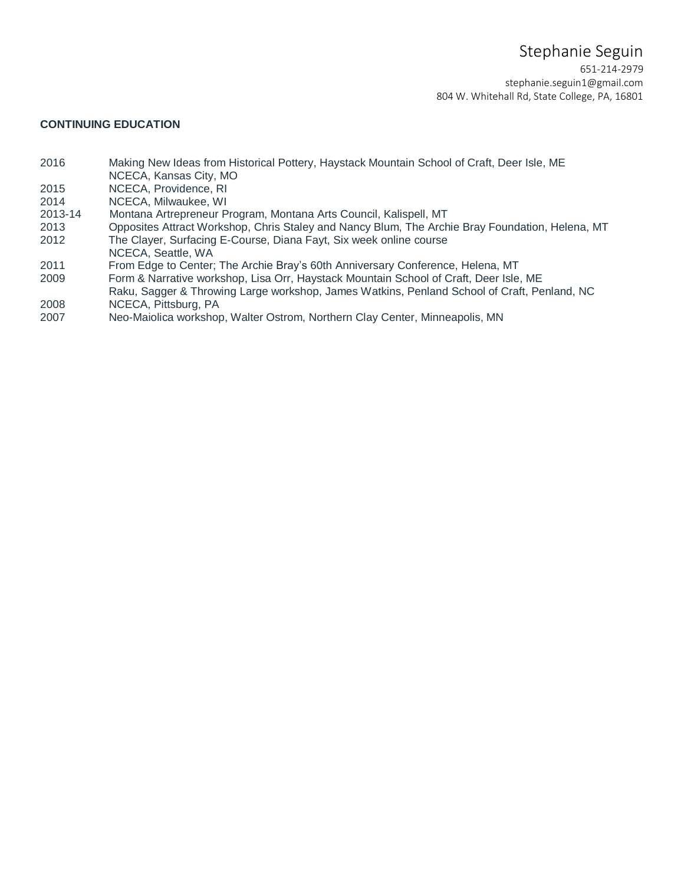# Stephanie Seguin

651-214-2979
stephanie.seguin1@gmail.com
804 W. Whitehall Rd, State College, PA, 16801

**CONTINUING EDUCATION**

| | |
|---|---|
| 2016 | Making New Ideas from Historical Pottery, Haystack Mountain School of Craft, Deer Isle, ME |
| | NCECA, Kansas City, MO |
| 2015 | NCECA, Providence, RI |
| 2014 | NCECA, Milwaukee, WI |
| 2013-14 | Montana Artrepreneur Program, Montana Arts Council, Kalispell, MT |
| 2013 | Opposites Attract Workshop, Chris Staley and Nancy Blum, The Archie Bray Foundation, Helena, MT |
| 2012 | The Clayer, Surfacing E-Course, Diana Fayt, Six week online course |
| | NCECA, Seattle, WA |
| 2011 | From Edge to Center; The Archie Bray's 60th Anniversary Conference, Helena, MT |
| 2009 | Form & Narrative workshop, Lisa Orr, Haystack Mountain School of Craft, Deer Isle, ME |
| | Raku, Sagger & Throwing Large workshop, James Watkins, Penland School of Craft, Penland, NC |
| 2008 | NCECA, Pittsburg, PA |
| 2007 | Neo-Maiolica workshop, Walter Ostrom, Northern Clay Center, Minneapolis, MN |